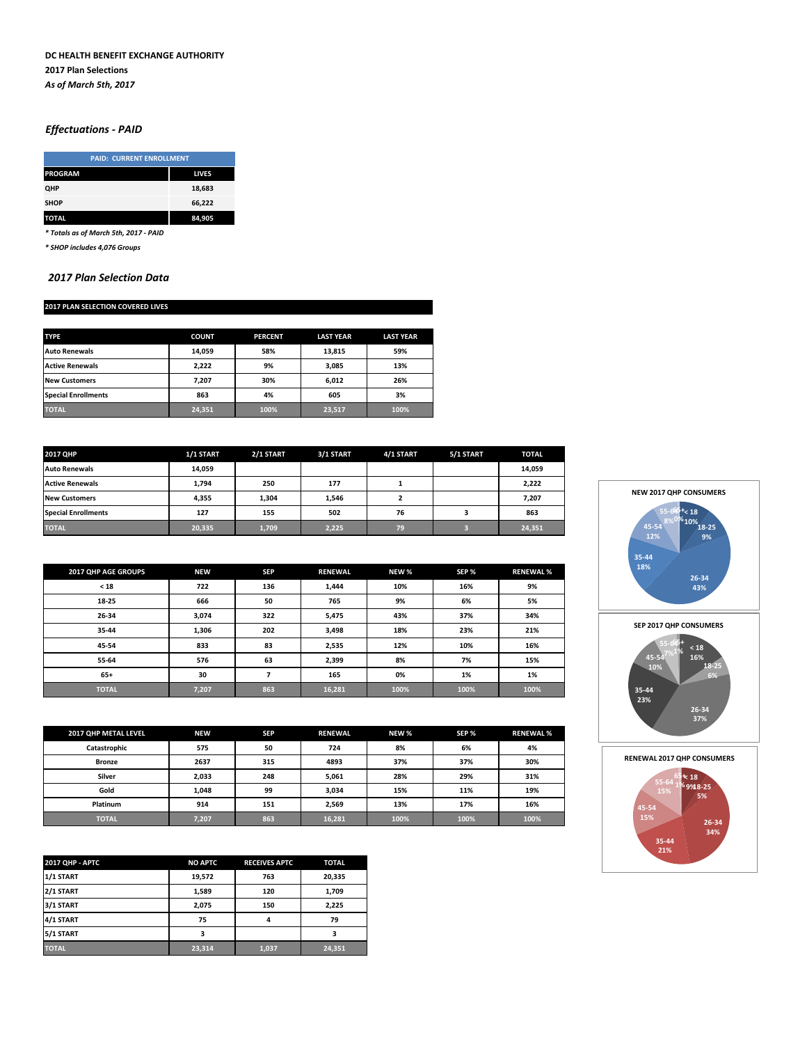**DC HEALTH BENEFIT EXCHANGE AUTHORITY**

**2017 Plan Selections**

***As of March 5th, 2017***

## *Effectuations - PAID*

| PAID: CURRENT ENROLLMENT | |
|---|---|
| **PROGRAM** | **LIVES** |
| QHP | 18,683 |
| SHOP | 66,222 |
| **TOTAL** | **84,905** |

*\* Totals as of March 5th, 2017 - PAID*

*\* SHOP includes 4,076 Groups*

## *2017 Plan Selection Data*

**2017 PLAN SELECTION COVERED LIVES**

| TYPE | COUNT | PERCENT | LAST YEAR | LAST YEAR |
|---|---|---|---|---|
| Auto Renewals | 14,059 | 58% | 13,815 | 59% |
| Active Renewals | 2,222 | 9% | 3,085 | 13% |
| New Customers | 7,207 | 30% | 6,012 | 26% |
| Special Enrollments | 863 | 4% | 605 | 3% |
| **TOTAL** | **24,351** | **100%** | **23,517** | **100%** |

| 2017 QHP | 1/1 START | 2/1 START | 3/1 START | 4/1 START | 5/1 START | TOTAL |
|---|---|---|---|---|---|---|
| Auto Renewals | 14,059 | | | | | 14,059 |
| Active Renewals | 1,794 | 250 | 177 | 1 | | 2,222 |
| New Customers | 4,355 | 1,304 | 1,546 | 2 | | 7,207 |
| Special Enrollments | 127 | 155 | 502 | 76 | 3 | 863 |
| **TOTAL** | **20,335** | **1,709** | **2,225** | **79** | **3** | **24,351** |

| 2017 QHP AGE GROUPS | NEW | SEP | RENEWAL | NEW % | SEP % | RENEWAL % |
|---|---|---|---|---|---|---|
| < 18 | 722 | 136 | 1,444 | 10% | 16% | 9% |
| 18-25 | 666 | 50 | 765 | 9% | 6% | 5% |
| 26-34 | 3,074 | 322 | 5,475 | 43% | 37% | 34% |
| 35-44 | 1,306 | 202 | 3,498 | 18% | 23% | 21% |
| 45-54 | 833 | 83 | 2,535 | 12% | 10% | 16% |
| 55-64 | 576 | 63 | 2,399 | 8% | 7% | 15% |
| 65+ | 30 | 7 | 165 | 0% | 1% | 1% |
| **TOTAL** | **7,207** | **863** | **16,281** | **100%** | **100%** | **100%** |

| 2017 QHP METAL LEVEL | NEW | SEP | RENEWAL | NEW % | SEP % | RENEWAL % |
|---|---|---|---|---|---|---|
| Catastrophic | 575 | 50 | 724 | 8% | 6% | 4% |
| Bronze | 2637 | 315 | 4893 | 37% | 37% | 30% |
| Silver | 2,033 | 248 | 5,061 | 28% | 29% | 31% |
| Gold | 1,048 | 99 | 3,034 | 15% | 11% | 19% |
| Platinum | 914 | 151 | 2,569 | 13% | 17% | 16% |
| **TOTAL** | **7,207** | **863** | **16,281** | **100%** | **100%** | **100%** |

| 2017 QHP - APTC | NO APTC | RECEIVES APTC | TOTAL |
|---|---|---|---|
| 1/1 START | 19,572 | 763 | 20,335 |
| 2/1 START | 1,589 | 120 | 1,709 |
| 3/1 START | 2,075 | 150 | 2,225 |
| 4/1 START | 75 | 4 | 79 |
| 5/1 START | 3 | | 3 |
| **TOTAL** | **23,314** | **1,037** | **24,351** |

**NEW 2017 QHP CONSUMERS**

< 18: 10%; 18-25: 9%; 26-34: 43%; 35-44: 18%; 45-54: 12%; 55-64: 8%; 65+: 0%

**SEP 2017 QHP CONSUMERS**

< 18: 16%; 18-25: 6%; 26-34: 37%; 35-44: 23%; 45-54: 10%; 55-64: 7%; 65+: 1%

**RENEWAL 2017 QHP CONSUMERS**

< 18: 9%; 18-25: 5%; 26-34: 34%; 35-44: 21%; 45-54: 15%; 55-64: 15%; 65+: 1%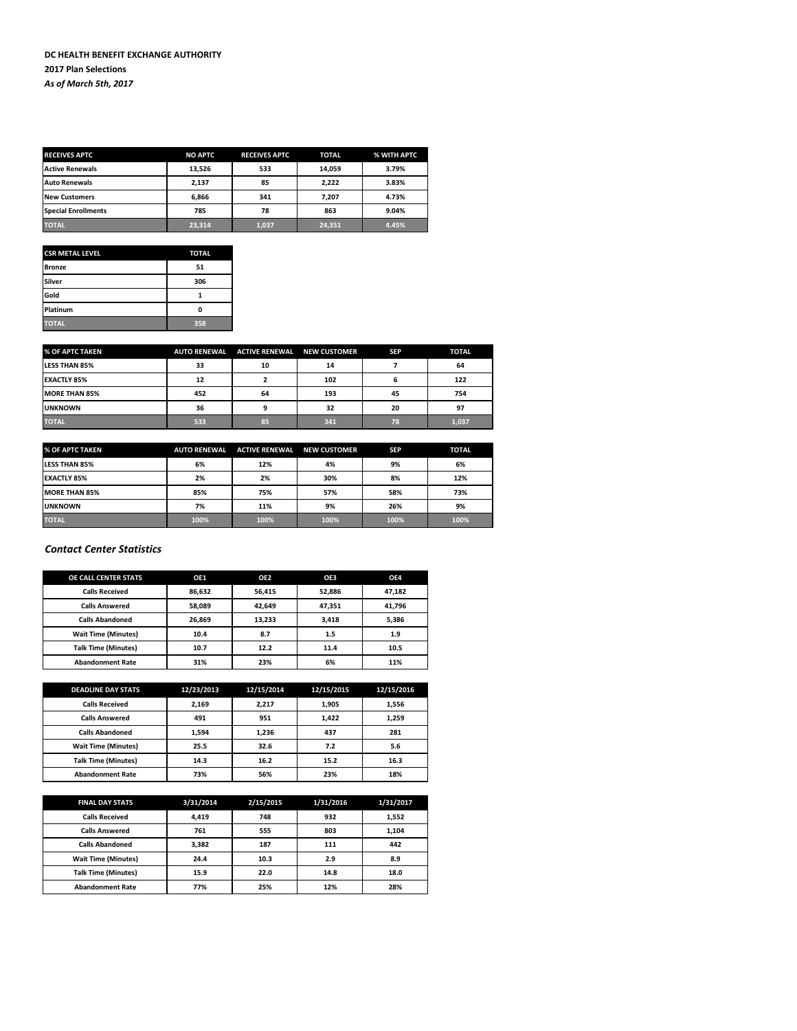**DC HEALTH BENEFIT EXCHANGE AUTHORITY**

**2017 Plan Selections**

***As of March 5th, 2017***

| RECEIVES APTC | NO APTC | RECEIVES APTC | TOTAL | % WITH APTC |
|---|---|---|---|---|
| Active Renewals | 13,526 | 533 | 14,059 | 3.79% |
| Auto Renewals | 2,137 | 85 | 2,222 | 3.83% |
| New Customers | 6,866 | 341 | 7,207 | 4.73% |
| Special Enrollments | 785 | 78 | 863 | 9.04% |
| TOTAL | 23,314 | 1,037 | 24,351 | 4.45% |

| CSR METAL LEVEL | TOTAL |
|---|---|
| Bronze | 51 |
| Silver | 306 |
| Gold | 1 |
| Platinum | 0 |
| TOTAL | 358 |

| % OF APTC TAKEN | AUTO RENEWAL | ACTIVE RENEWAL | NEW CUSTOMER | SEP | TOTAL |
|---|---|---|---|---|---|
| LESS THAN 85% | 33 | 10 | 14 | 7 | 64 |
| EXACTLY 85% | 12 | 2 | 102 | 6 | 122 |
| MORE THAN 85% | 452 | 64 | 193 | 45 | 754 |
| UNKNOWN | 36 | 9 | 32 | 20 | 97 |
| TOTAL | 533 | 85 | 341 | 78 | 1,037 |

| % OF APTC TAKEN | AUTO RENEWAL | ACTIVE RENEWAL | NEW CUSTOMER | SEP | TOTAL |
|---|---|---|---|---|---|
| LESS THAN 85% | 6% | 12% | 4% | 9% | 6% |
| EXACTLY 85% | 2% | 2% | 30% | 8% | 12% |
| MORE THAN 85% | 85% | 75% | 57% | 58% | 73% |
| UNKNOWN | 7% | 11% | 9% | 26% | 9% |
| TOTAL | 100% | 100% | 100% | 100% | 100% |

## *Contact Center Statistics*

| OE CALL CENTER STATS | OE1 | OE2 | OE3 | OE4 |
|---|---|---|---|---|
| Calls Received | 86,632 | 56,415 | 52,886 | 47,182 |
| Calls Answered | 58,089 | 42,649 | 47,351 | 41,796 |
| Calls Abandoned | 26,869 | 13,233 | 3,418 | 5,386 |
| Wait Time (Minutes) | 10.4 | 8.7 | 1.5 | 1.9 |
| Talk Time (Minutes) | 10.7 | 12.2 | 11.4 | 10.5 |
| Abandonment Rate | 31% | 23% | 6% | 11% |

| DEADLINE DAY STATS | 12/23/2013 | 12/15/2014 | 12/15/2015 | 12/15/2016 |
|---|---|---|---|---|
| Calls Received | 2,169 | 2,217 | 1,905 | 1,556 |
| Calls Answered | 491 | 951 | 1,422 | 1,259 |
| Calls Abandoned | 1,594 | 1,236 | 437 | 281 |
| Wait Time (Minutes) | 25.5 | 32.6 | 7.2 | 5.6 |
| Talk Time (Minutes) | 14.3 | 16.2 | 15.2 | 16.3 |
| Abandonment Rate | 73% | 56% | 23% | 18% |

| FINAL DAY STATS | 3/31/2014 | 2/15/2015 | 1/31/2016 | 1/31/2017 |
|---|---|---|---|---|
| Calls Received | 4,419 | 748 | 932 | 1,552 |
| Calls Answered | 761 | 555 | 803 | 1,104 |
| Calls Abandoned | 3,382 | 187 | 111 | 442 |
| Wait Time (Minutes) | 24.4 | 10.3 | 2.9 | 8.9 |
| Talk Time (Minutes) | 15.9 | 22.0 | 14.8 | 18.0 |
| Abandonment Rate | 77% | 25% | 12% | 28% |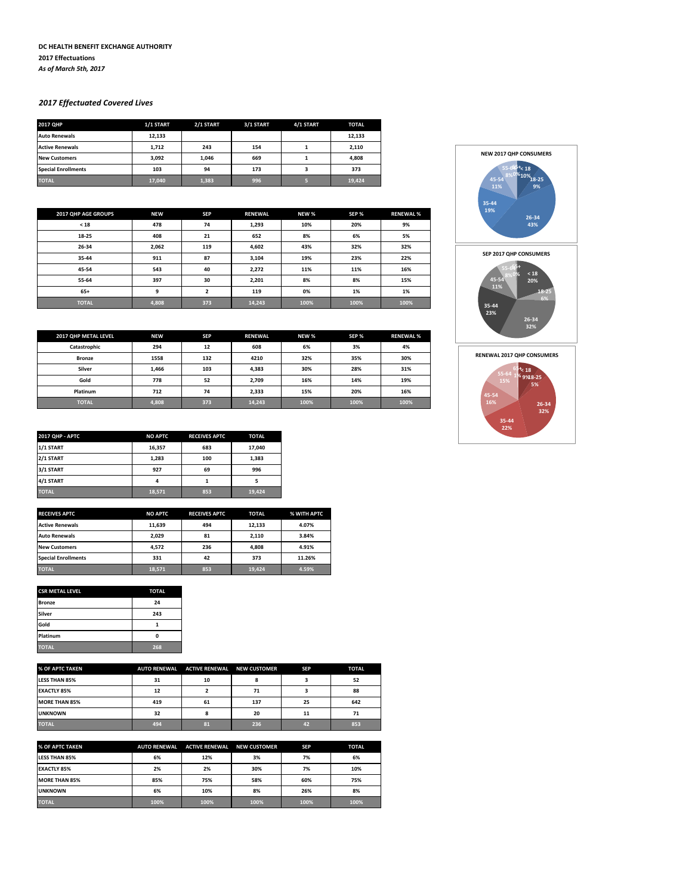**DC HEALTH BENEFIT EXCHANGE AUTHORITY**

**2017 Effectuations**

*As of March 5th, 2017*

## *2017 Effectuated Covered Lives*

| 2017 QHP | 1/1 START | 2/1 START | 3/1 START | 4/1 START | TOTAL |
|---|---|---|---|---|---|
| Auto Renewals | 12,133 | | | | 12,133 |
| Active Renewals | 1,712 | 243 | 154 | 1 | 2,110 |
| New Customers | 3,092 | 1,046 | 669 | 1 | 4,808 |
| Special Enrollments | 103 | 94 | 173 | 3 | 373 |
| TOTAL | 17,040 | 1,383 | 996 | 5 | 19,424 |

| 2017 QHP AGE GROUPS | NEW | SEP | RENEWAL | NEW % | SEP % | RENEWAL % |
|---|---|---|---|---|---|---|
| < 18 | 478 | 74 | 1,293 | 10% | 20% | 9% |
| 18-25 | 408 | 21 | 652 | 8% | 6% | 5% |
| 26-34 | 2,062 | 119 | 4,602 | 43% | 32% | 32% |
| 35-44 | 911 | 87 | 3,104 | 19% | 23% | 22% |
| 45-54 | 543 | 40 | 2,272 | 11% | 11% | 16% |
| 55-64 | 397 | 30 | 2,201 | 8% | 8% | 15% |
| 65+ | 9 | 2 | 119 | 0% | 1% | 1% |
| TOTAL | 4,808 | 373 | 14,243 | 100% | 100% | 100% |

| 2017 QHP METAL LEVEL | NEW | SEP | RENEWAL | NEW % | SEP % | RENEWAL % |
|---|---|---|---|---|---|---|
| Catastrophic | 294 | 12 | 608 | 6% | 3% | 4% |
| Bronze | 1558 | 132 | 4210 | 32% | 35% | 30% |
| Silver | 1,466 | 103 | 4,383 | 30% | 28% | 31% |
| Gold | 778 | 52 | 2,709 | 16% | 14% | 19% |
| Platinum | 712 | 74 | 2,333 | 15% | 20% | 16% |
| TOTAL | 4,808 | 373 | 14,243 | 100% | 100% | 100% |

**NEW 2017 QHP CONSUMERS**

< 18: 10%; 18-25: 9%; 26-34: 43%; 35-44: 19%; 45-54: 11%; 55-64: 8%; 65+: 0%

**SEP 2017 QHP CONSUMERS**

< 18: 20%; 18-25: 6%; 26-34: 32%; 35-44: 23%; 45-54: 11%; 55-64: 8%; 65+: 0%

**RENEWAL 2017 QHP CONSUMERS**

< 18: 9%; 18-25: 5%; 26-34: 32%; 35-44: 22%; 45-54: 16%; 55-64: 15%; 65+: 1%

| 2017 QHP - APTC | NO APTC | RECEIVES APTC | TOTAL |
|---|---|---|---|
| 1/1 START | 16,357 | 683 | 17,040 |
| 2/1 START | 1,283 | 100 | 1,383 |
| 3/1 START | 927 | 69 | 996 |
| 4/1 START | 4 | 1 | 5 |
| TOTAL | 18,571 | 853 | 19,424 |

| RECEIVES APTC | NO APTC | RECEIVES APTC | TOTAL | % WITH APTC |
|---|---|---|---|---|
| Active Renewals | 11,639 | 494 | 12,133 | 4.07% |
| Auto Renewals | 2,029 | 81 | 2,110 | 3.84% |
| New Customers | 4,572 | 236 | 4,808 | 4.91% |
| Special Enrollments | 331 | 42 | 373 | 11.26% |
| TOTAL | 18,571 | 853 | 19,424 | 4.59% |

| CSR METAL LEVEL | TOTAL |
|---|---|
| Bronze | 24 |
| Silver | 243 |
| Gold | 1 |
| Platinum | 0 |
| TOTAL | 268 |

| % OF APTC TAKEN | AUTO RENEWAL | ACTIVE RENEWAL | NEW CUSTOMER | SEP | TOTAL |
|---|---|---|---|---|---|
| LESS THAN 85% | 31 | 10 | 8 | 3 | 52 |
| EXACTLY 85% | 12 | 2 | 71 | 3 | 88 |
| MORE THAN 85% | 419 | 61 | 137 | 25 | 642 |
| UNKNOWN | 32 | 8 | 20 | 11 | 71 |
| TOTAL | 494 | 81 | 236 | 42 | 853 |

| % OF APTC TAKEN | AUTO RENEWAL | ACTIVE RENEWAL | NEW CUSTOMER | SEP | TOTAL |
|---|---|---|---|---|---|
| LESS THAN 85% | 6% | 12% | 3% | 7% | 6% |
| EXACTLY 85% | 2% | 2% | 30% | 7% | 10% |
| MORE THAN 85% | 85% | 75% | 58% | 60% | 75% |
| UNKNOWN | 6% | 10% | 8% | 26% | 8% |
| TOTAL | 100% | 100% | 100% | 100% | 100% |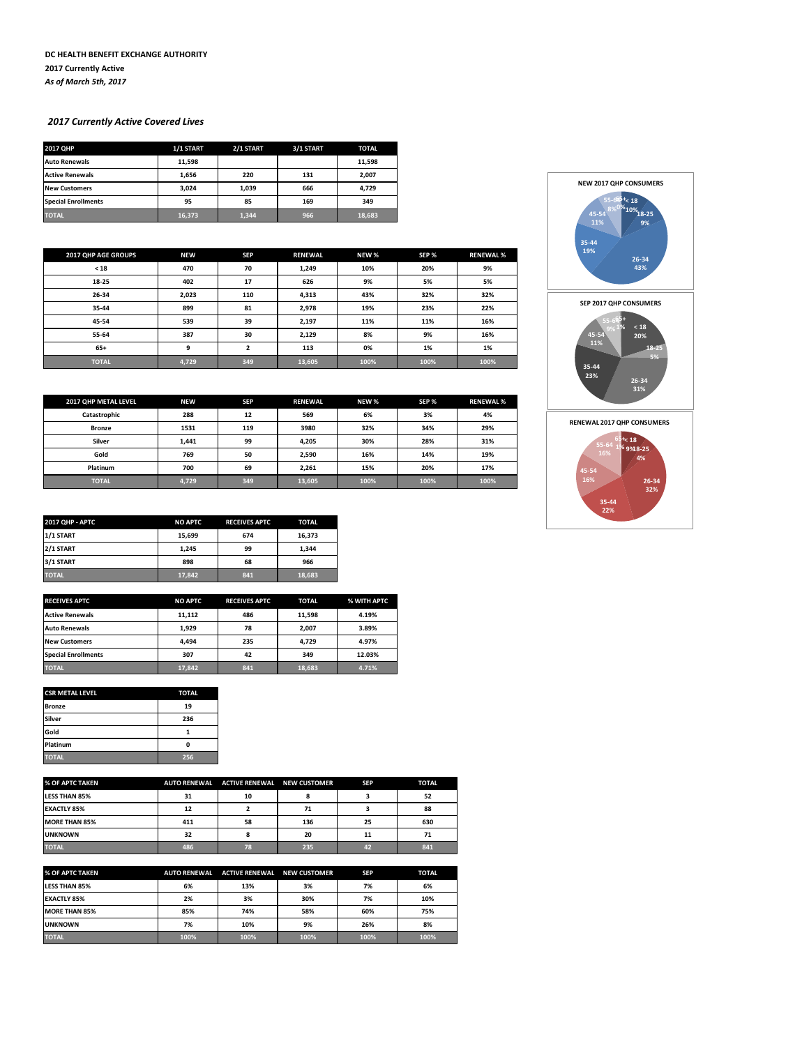**DC HEALTH BENEFIT EXCHANGE AUTHORITY**

**2017 Currently Active**

***As of March 5th, 2017***

### *2017 Currently Active Covered Lives*

| 2017 QHP | 1/1 START | 2/1 START | 3/1 START | TOTAL |
|---|---|---|---|---|
| Auto Renewals | 11,598 | | | 11,598 |
| Active Renewals | 1,656 | 220 | 131 | 2,007 |
| New Customers | 3,024 | 1,039 | 666 | 4,729 |
| Special Enrollments | 95 | 85 | 169 | 349 |
| TOTAL | 16,373 | 1,344 | 966 | 18,683 |

| 2017 QHP AGE GROUPS | NEW | SEP | RENEWAL | NEW % | SEP % | RENEWAL % |
|---|---|---|---|---|---|---|
| < 18 | 470 | 70 | 1,249 | 10% | 20% | 9% |
| 18-25 | 402 | 17 | 626 | 9% | 5% | 5% |
| 26-34 | 2,023 | 110 | 4,313 | 43% | 32% | 32% |
| 35-44 | 899 | 81 | 2,978 | 19% | 23% | 22% |
| 45-54 | 539 | 39 | 2,197 | 11% | 11% | 16% |
| 55-64 | 387 | 30 | 2,129 | 8% | 9% | 16% |
| 65+ | 9 | 2 | 113 | 0% | 1% | 1% |
| TOTAL | 4,729 | 349 | 13,605 | 100% | 100% | 100% |

| 2017 QHP METAL LEVEL | NEW | SEP | RENEWAL | NEW % | SEP % | RENEWAL % |
|---|---|---|---|---|---|---|
| Catastrophic | 288 | 12 | 569 | 6% | 3% | 4% |
| Bronze | 1531 | 119 | 3980 | 32% | 34% | 29% |
| Silver | 1,441 | 99 | 4,205 | 30% | 28% | 31% |
| Gold | 769 | 50 | 2,590 | 16% | 14% | 19% |
| Platinum | 700 | 69 | 2,261 | 15% | 20% | 17% |
| TOTAL | 4,729 | 349 | 13,605 | 100% | 100% | 100% |

NEW 2017 QHP CONSUMERS

< 18 10%
18-25 9%
26-34 43%
35-44 19%
45-54 11%
55-64 8%
65+ 0%

SEP 2017 QHP CONSUMERS

< 18 20%
18-25 5%
26-34 31%
35-44 23%
45-54 11%
55-64 9%
65+ 1%

RENEWAL 2017 QHP CONSUMERS

< 18 9%
18-25 4%
26-34 32%
35-44 22%
45-54 16%
55-64 16%
65+ 1%

| 2017 QHP - APTC | NO APTC | RECEIVES APTC | TOTAL |
|---|---|---|---|
| 1/1 START | 15,699 | 674 | 16,373 |
| 2/1 START | 1,245 | 99 | 1,344 |
| 3/1 START | 898 | 68 | 966 |
| TOTAL | 17,842 | 841 | 18,683 |

| RECEIVES APTC | NO APTC | RECEIVES APTC | TOTAL | % WITH APTC |
|---|---|---|---|---|
| Active Renewals | 11,112 | 486 | 11,598 | 4.19% |
| Auto Renewals | 1,929 | 78 | 2,007 | 3.89% |
| New Customers | 4,494 | 235 | 4,729 | 4.97% |
| Special Enrollments | 307 | 42 | 349 | 12.03% |
| TOTAL | 17,842 | 841 | 18,683 | 4.71% |

| CSR METAL LEVEL | TOTAL |
|---|---|
| Bronze | 19 |
| Silver | 236 |
| Gold | 1 |
| Platinum | 0 |
| TOTAL | 256 |

| % OF APTC TAKEN | AUTO RENEWAL | ACTIVE RENEWAL | NEW CUSTOMER | SEP | TOTAL |
|---|---|---|---|---|---|
| LESS THAN 85% | 31 | 10 | 8 | 3 | 52 |
| EXACTLY 85% | 12 | 2 | 71 | 3 | 88 |
| MORE THAN 85% | 411 | 58 | 136 | 25 | 630 |
| UNKNOWN | 32 | 8 | 20 | 11 | 71 |
| TOTAL | 486 | 78 | 235 | 42 | 841 |

| % OF APTC TAKEN | AUTO RENEWAL | ACTIVE RENEWAL | NEW CUSTOMER | SEP | TOTAL |
|---|---|---|---|---|---|
| LESS THAN 85% | 6% | 13% | 3% | 7% | 6% |
| EXACTLY 85% | 2% | 3% | 30% | 7% | 10% |
| MORE THAN 85% | 85% | 74% | 58% | 60% | 75% |
| UNKNOWN | 7% | 10% | 9% | 26% | 8% |
| TOTAL | 100% | 100% | 100% | 100% | 100% |